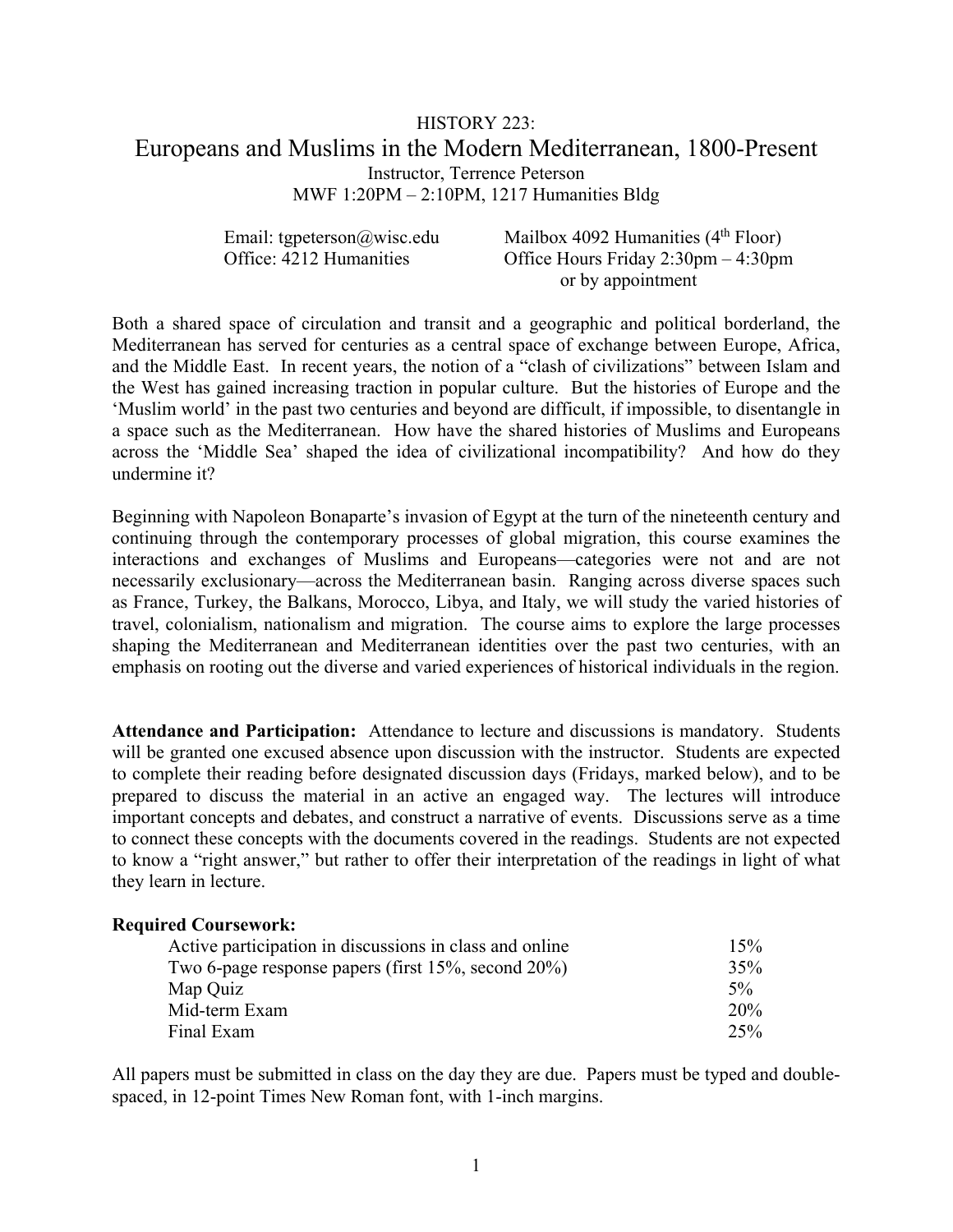HISTORY 223:

# Europeans and Muslims in the Modern Mediterranean, 1800-Present

Instructor, Terrence Peterson
MWF 1:20PM – 2:10PM, 1217 Humanities Bldg

Email: tgpeterson@wisc.edu
Office: 4212 Humanities

Mailbox 4092 Humanities (4th Floor)
Office Hours Friday 2:30pm – 4:30pm or by appointment

Both a shared space of circulation and transit and a geographic and political borderland, the Mediterranean has served for centuries as a central space of exchange between Europe, Africa, and the Middle East. In recent years, the notion of a "clash of civilizations" between Islam and the West has gained increasing traction in popular culture. But the histories of Europe and the 'Muslim world' in the past two centuries and beyond are difficult, if impossible, to disentangle in a space such as the Mediterranean. How have the shared histories of Muslims and Europeans across the 'Middle Sea' shaped the idea of civilizational incompatibility? And how do they undermine it?

Beginning with Napoleon Bonaparte's invasion of Egypt at the turn of the nineteenth century and continuing through the contemporary processes of global migration, this course examines the interactions and exchanges of Muslims and Europeans—categories were not and are not necessarily exclusionary—across the Mediterranean basin. Ranging across diverse spaces such as France, Turkey, the Balkans, Morocco, Libya, and Italy, we will study the varied histories of travel, colonialism, nationalism and migration. The course aims to explore the large processes shaping the Mediterranean and Mediterranean identities over the past two centuries, with an emphasis on rooting out the diverse and varied experiences of historical individuals in the region.

**Attendance and Participation:** Attendance to lecture and discussions is mandatory. Students will be granted one excused absence upon discussion with the instructor. Students are expected to complete their reading before designated discussion days (Fridays, marked below), and to be prepared to discuss the material in an active an engaged way. The lectures will introduce important concepts and debates, and construct a narrative of events. Discussions serve as a time to connect these concepts with the documents covered in the readings. Students are not expected to know a "right answer," but rather to offer their interpretation of the readings in light of what they learn in lecture.

**Required Coursework:**

| | |
|---|---|
| Active participation in discussions in class and online | 15% |
| Two 6-page response papers (first 15%, second 20%) | 35% |
| Map Quiz | 5% |
| Mid-term Exam | 20% |
| Final Exam | 25% |

All papers must be submitted in class on the day they are due. Papers must be typed and double-spaced, in 12-point Times New Roman font, with 1-inch margins.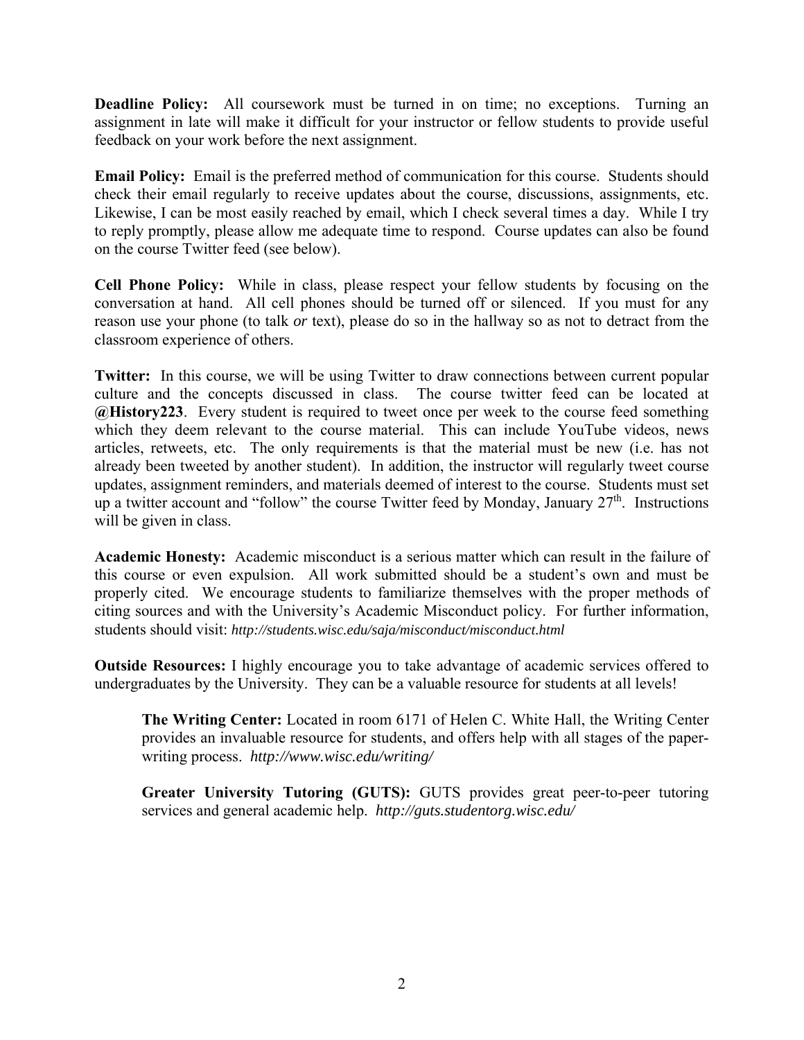**Deadline Policy:** All coursework must be turned in on time; no exceptions. Turning an assignment in late will make it difficult for your instructor or fellow students to provide useful feedback on your work before the next assignment.

**Email Policy:** Email is the preferred method of communication for this course. Students should check their email regularly to receive updates about the course, discussions, assignments, etc. Likewise, I can be most easily reached by email, which I check several times a day. While I try to reply promptly, please allow me adequate time to respond. Course updates can also be found on the course Twitter feed (see below).

**Cell Phone Policy:** While in class, please respect your fellow students by focusing on the conversation at hand. All cell phones should be turned off or silenced. If you must for any reason use your phone (to talk *or* text), please do so in the hallway so as not to detract from the classroom experience of others.

**Twitter:** In this course, we will be using Twitter to draw connections between current popular culture and the concepts discussed in class. The course twitter feed can be located at **@History223**. Every student is required to tweet once per week to the course feed something which they deem relevant to the course material. This can include YouTube videos, news articles, retweets, etc. The only requirements is that the material must be new (i.e. has not already been tweeted by another student). In addition, the instructor will regularly tweet course updates, assignment reminders, and materials deemed of interest to the course. Students must set up a twitter account and "follow" the course Twitter feed by Monday, January 27th. Instructions will be given in class.

**Academic Honesty:** Academic misconduct is a serious matter which can result in the failure of this course or even expulsion. All work submitted should be a student's own and must be properly cited. We encourage students to familiarize themselves with the proper methods of citing sources and with the University's Academic Misconduct policy. For further information, students should visit: *http://students.wisc.edu/saja/misconduct/misconduct.html*

**Outside Resources:** I highly encourage you to take advantage of academic services offered to undergraduates by the University. They can be a valuable resource for students at all levels!

> **The Writing Center:** Located in room 6171 of Helen C. White Hall, the Writing Center provides an invaluable resource for students, and offers help with all stages of the paper-writing process. *http://www.wisc.edu/writing/*
>
> **Greater University Tutoring (GUTS):** GUTS provides great peer-to-peer tutoring services and general academic help. *http://guts.studentorg.wisc.edu/*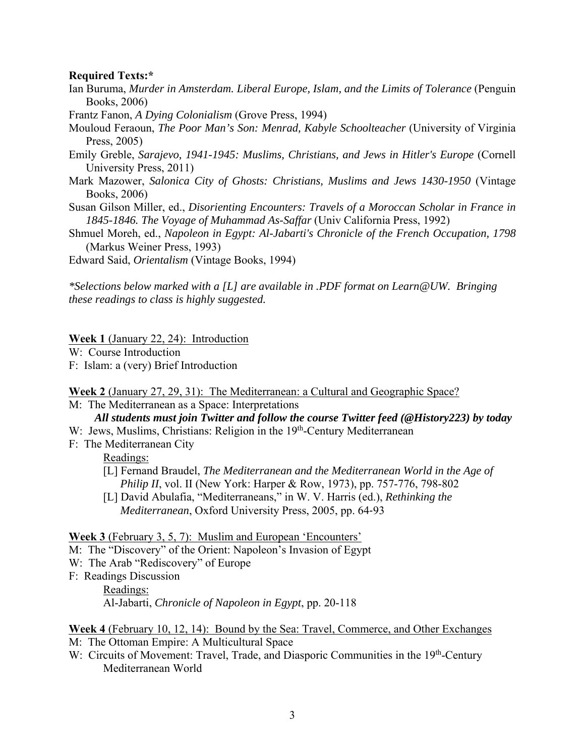**Required Texts:***

Ian Buruma, *Murder in Amsterdam. Liberal Europe, Islam, and the Limits of Tolerance* (Penguin Books, 2006)

Frantz Fanon, *A Dying Colonialism* (Grove Press, 1994)

Mouloud Feraoun, *The Poor Man's Son: Menrad, Kabyle Schoolteacher* (University of Virginia Press, 2005)

Emily Greble, *Sarajevo, 1941-1945: Muslims, Christians, and Jews in Hitler's Europe* (Cornell University Press, 2011)

Mark Mazower, *Salonica City of Ghosts: Christians, Muslims and Jews 1430-1950* (Vintage Books, 2006)

Susan Gilson Miller, ed., *Disorienting Encounters: Travels of a Moroccan Scholar in France in 1845-1846. The Voyage of Muhammad As-Saffar* (Univ California Press, 1992)

Shmuel Moreh, ed., *Napoleon in Egypt: Al-Jabarti's Chronicle of the French Occupation, 1798* (Markus Weiner Press, 1993)

Edward Said, *Orientalism* (Vintage Books, 1994)

**Selections below marked with a [L] are available in .PDF format on Learn@UW. Bringing these readings to class is highly suggested.*

<u>**Week 1** (January 22, 24): Introduction</u>

W: Course Introduction

F: Islam: a (very) Brief Introduction

<u>**Week 2** (January 27, 29, 31): The Mediterranean: a Cultural and Geographic Space?</u>

M: The Mediterranean as a Space: Interpretations

***All students must join Twitter and follow the course Twitter feed (@History223) by today***

W: Jews, Muslims, Christians: Religion in the 19th-Century Mediterranean

F: The Mediterranean City

<u>Readings:</u>

[L] Fernand Braudel, *The Mediterranean and the Mediterranean World in the Age of Philip II*, vol. II (New York: Harper & Row, 1973), pp. 757-776, 798-802

[L] David Abulafia, "Mediterraneans," in W. V. Harris (ed.), *Rethinking the Mediterranean*, Oxford University Press, 2005, pp. 64-93

<u>**Week 3** (February 3, 5, 7): Muslim and European 'Encounters'</u>

M: The "Discovery" of the Orient: Napoleon's Invasion of Egypt

W: The Arab "Rediscovery" of Europe

F: Readings Discussion

<u>Readings:</u>

Al-Jabarti, *Chronicle of Napoleon in Egypt*, pp. 20-118

<u>**Week 4** (February 10, 12, 14): Bound by the Sea: Travel, Commerce, and Other Exchanges</u>

M: The Ottoman Empire: A Multicultural Space

W: Circuits of Movement: Travel, Trade, and Diasporic Communities in the 19th-Century Mediterranean World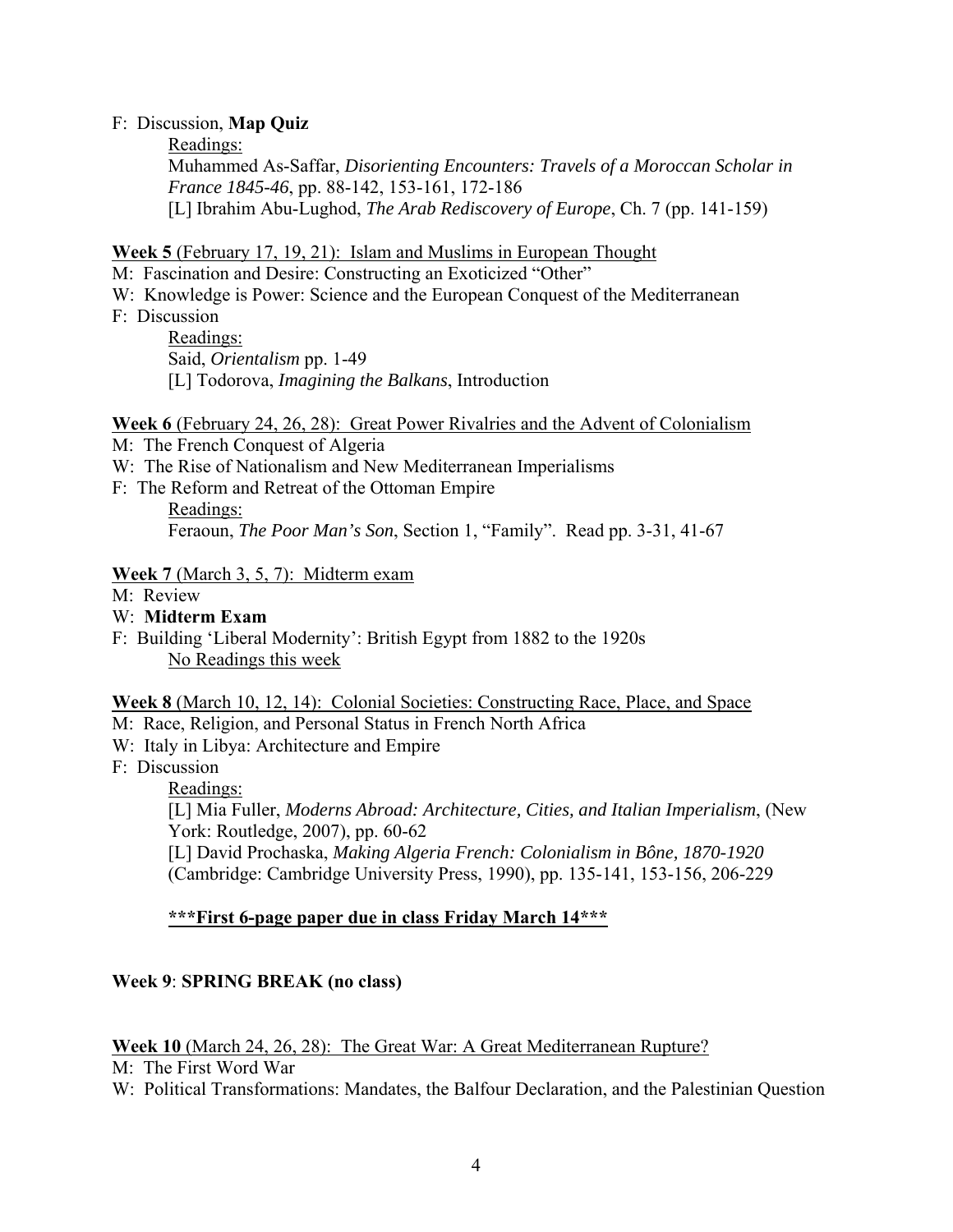F: Discussion, **Map Quiz**

Readings:

Muhammed As-Saffar, *Disorienting Encounters: Travels of a Moroccan Scholar in France 1845-46*, pp. 88-142, 153-161, 172-186

[L] Ibrahim Abu-Lughod, *The Arab Rediscovery of Europe*, Ch. 7 (pp. 141-159)

**Week 5** (February 17, 19, 21): Islam and Muslims in European Thought

M: Fascination and Desire: Constructing an Exoticized "Other"

W: Knowledge is Power: Science and the European Conquest of the Mediterranean

F: Discussion

Readings:

Said, *Orientalism* pp. 1-49

[L] Todorova, *Imagining the Balkans*, Introduction

**Week 6** (February 24, 26, 28): Great Power Rivalries and the Advent of Colonialism

M: The French Conquest of Algeria

W: The Rise of Nationalism and New Mediterranean Imperialisms

F: The Reform and Retreat of the Ottoman Empire

Readings:

Feraoun, *The Poor Man's Son*, Section 1, "Family". Read pp. 3-31, 41-67

**Week 7** (March 3, 5, 7): Midterm exam

M: Review

W: **Midterm Exam**

F: Building 'Liberal Modernity': British Egypt from 1882 to the 1920s

No Readings this week

**Week 8** (March 10, 12, 14): Colonial Societies: Constructing Race, Place, and Space

M: Race, Religion, and Personal Status in French North Africa

W: Italy in Libya: Architecture and Empire

F: Discussion

Readings:

[L] Mia Fuller, *Moderns Abroad: Architecture, Cities, and Italian Imperialism*, (New York: Routledge, 2007), pp. 60-62

[L] David Prochaska, *Making Algeria French: Colonialism in Bône, 1870-1920* (Cambridge: Cambridge University Press, 1990), pp. 135-141, 153-156, 206-229

**\*\*\*First 6-page paper due in class Friday March 14\*\*\***

**Week 9**: **SPRING BREAK (no class)**

**Week 10** (March 24, 26, 28): The Great War: A Great Mediterranean Rupture?

M: The First Word War

W: Political Transformations: Mandates, the Balfour Declaration, and the Palestinian Question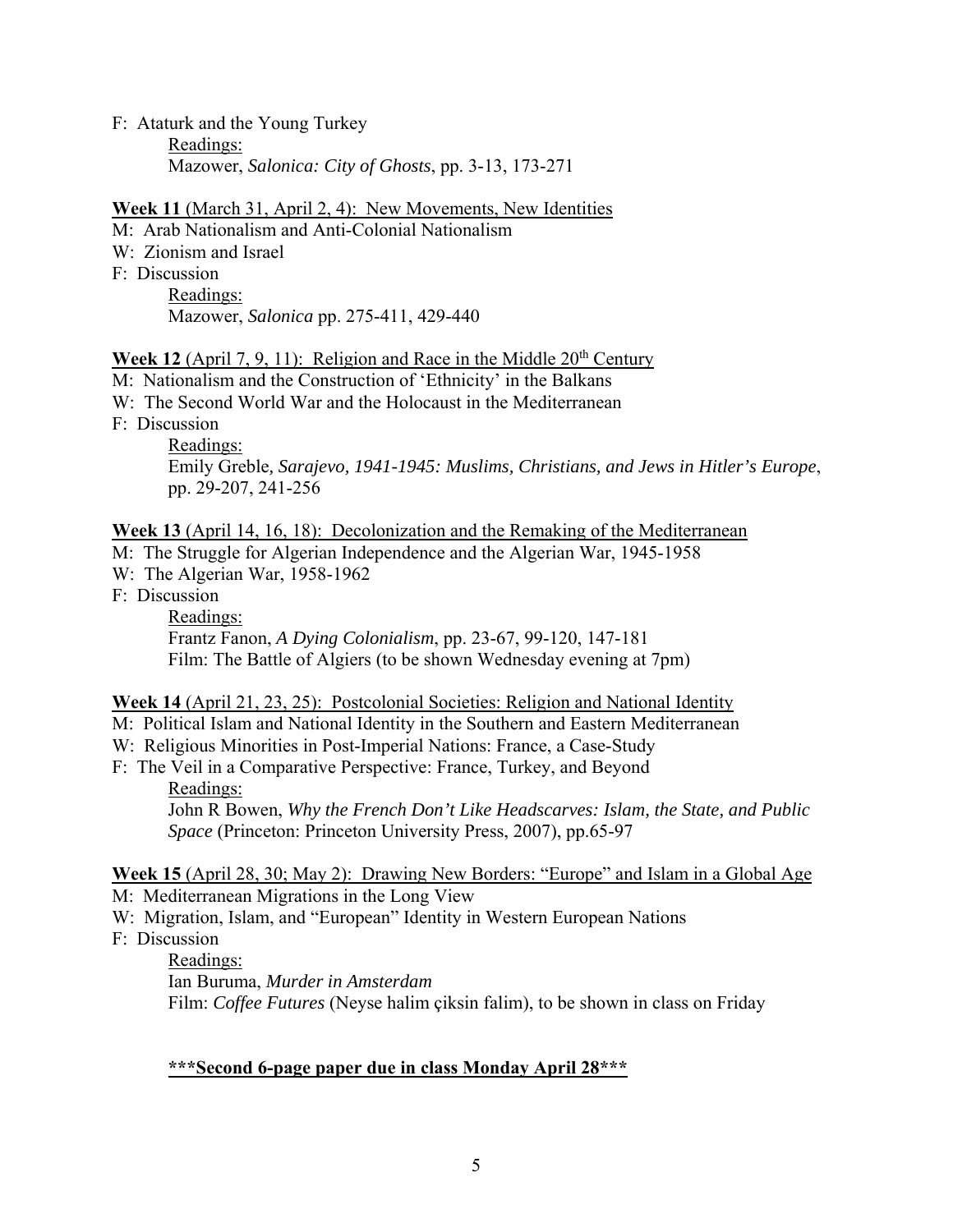F: Ataturk and the Young Turkey

Readings:

Mazower, *Salonica: City of Ghosts*, pp. 3-13, 173-271

**Week 11** (March 31, April 2, 4): New Movements, New Identities

M: Arab Nationalism and Anti-Colonial Nationalism

W: Zionism and Israel

F: Discussion

Readings:

Mazower, *Salonica* pp. 275-411, 429-440

**Week 12** (April 7, 9, 11): Religion and Race in the Middle 20th Century

M: Nationalism and the Construction of 'Ethnicity' in the Balkans

W: The Second World War and the Holocaust in the Mediterranean

F: Discussion

Readings:

Emily Greble, *Sarajevo, 1941-1945: Muslims, Christians, and Jews in Hitler's Europe*, pp. 29-207, 241-256

**Week 13** (April 14, 16, 18): Decolonization and the Remaking of the Mediterranean

M: The Struggle for Algerian Independence and the Algerian War, 1945-1958

W: The Algerian War, 1958-1962

F: Discussion

Readings:

Frantz Fanon, *A Dying Colonialism*, pp. 23-67, 99-120, 147-181

Film: The Battle of Algiers (to be shown Wednesday evening at 7pm)

**Week 14** (April 21, 23, 25): Postcolonial Societies: Religion and National Identity

M: Political Islam and National Identity in the Southern and Eastern Mediterranean

W: Religious Minorities in Post-Imperial Nations: France, a Case-Study

F: The Veil in a Comparative Perspective: France, Turkey, and Beyond

Readings:

John R Bowen, *Why the French Don't Like Headscarves: Islam, the State, and Public Space* (Princeton: Princeton University Press, 2007), pp.65-97

**Week 15** (April 28, 30; May 2): Drawing New Borders: "Europe" and Islam in a Global Age

M: Mediterranean Migrations in the Long View

W: Migration, Islam, and "European" Identity in Western European Nations

F: Discussion

Readings:

Ian Buruma, *Murder in Amsterdam*

Film: *Coffee Futures* (Neyse halim çiksin falim), to be shown in class on Friday

**\*\*\*Second 6-page paper due in class Monday April 28\*\*\***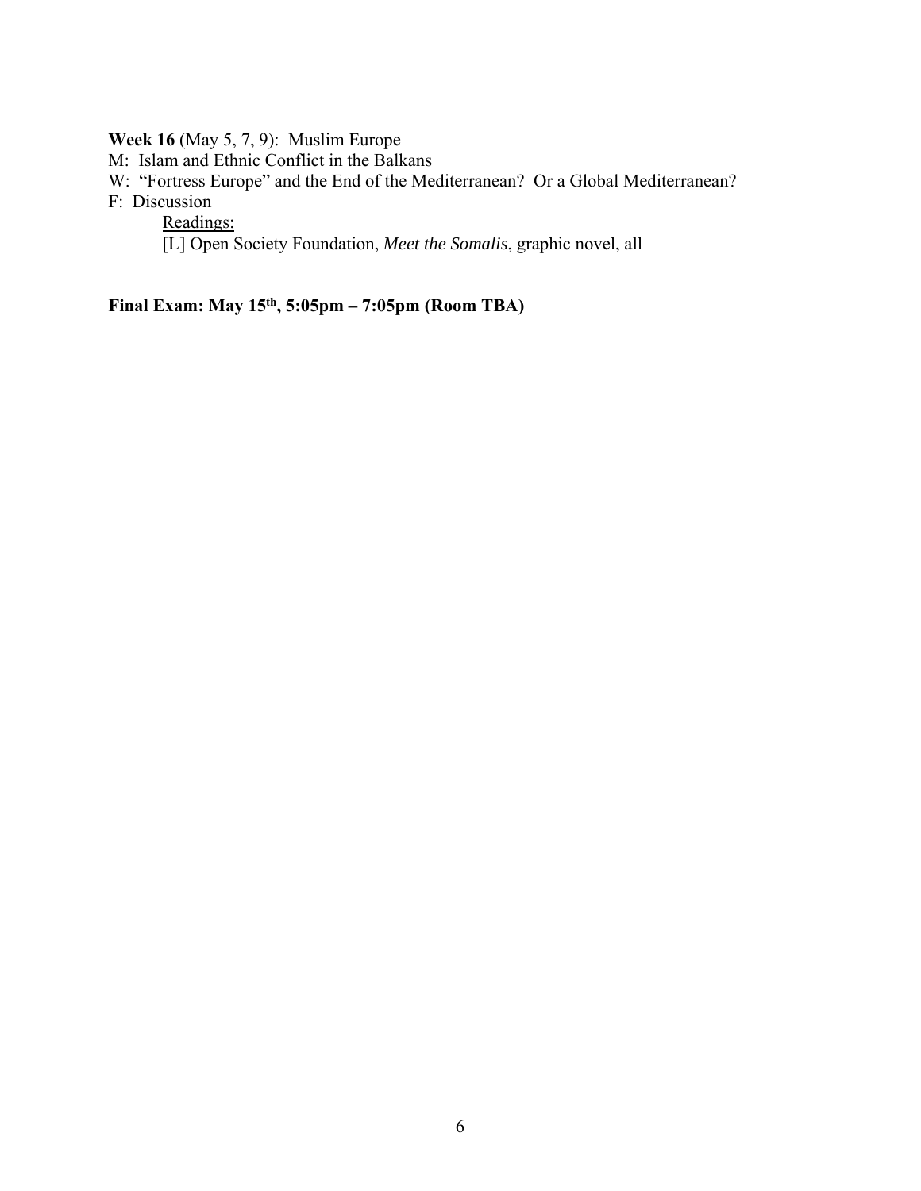**Week 16** (May 5, 7, 9): Muslim Europe

M: Islam and Ethnic Conflict in the Balkans

W: "Fortress Europe" and the End of the Mediterranean? Or a Global Mediterranean?

F: Discussion

Readings:

[L] Open Society Foundation, *Meet the Somalis*, graphic novel, all

**Final Exam: May 15th, 5:05pm – 7:05pm (Room TBA)**